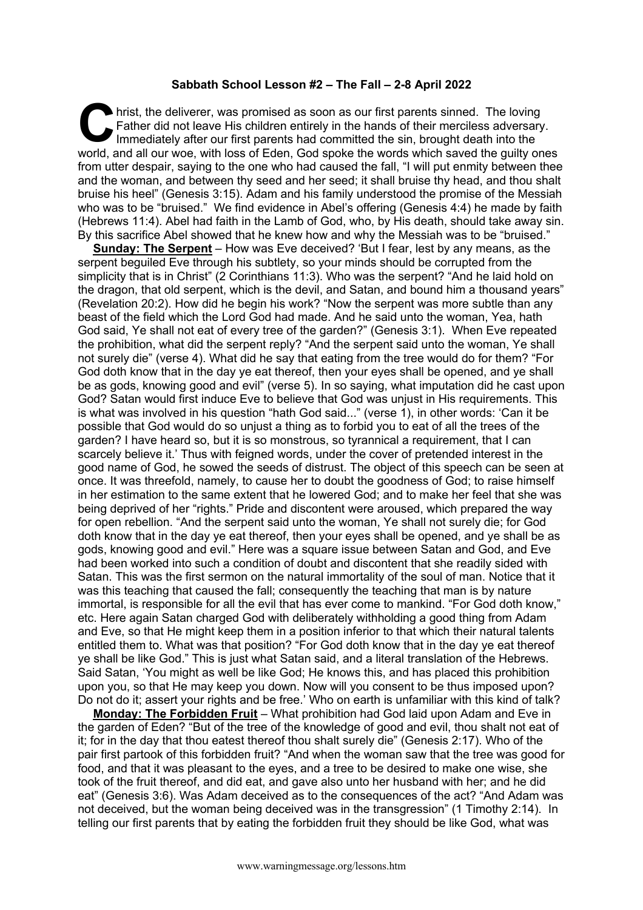**Sabbath School Lesson #2 – The Fall – 2-8 April 2022**

Christ, the deliverer, was promised as soon as our first parents sinned. The loving Father did not leave His children entirely in the hands of their merciless adversary. Immediately after our first parents had committed the sin, brought death into the world, and all our woe, with loss of Eden, God spoke the words which saved the guilty ones from utter despair, saying to the one who had caused the fall, "I will put enmity between thee and the woman, and between thy seed and her seed; it shall bruise thy head, and thou shalt bruise his heel" (Genesis 3:15). Adam and his family understood the promise of the Messiah who was to be "bruised." We find evidence in Abel's offering (Genesis 4:4) he made by faith (Hebrews 11:4). Abel had faith in the Lamb of God, who, by His death, should take away sin. By this sacrifice Abel showed that he knew how and why the Messiah was to be "bruised."

**Sunday: The Serpent** – How was Eve deceived? 'But I fear, lest by any means, as the serpent beguiled Eve through his subtlety, so your minds should be corrupted from the simplicity that is in Christ" (2 Corinthians 11:3). Who was the serpent? "And he laid hold on the dragon, that old serpent, which is the devil, and Satan, and bound him a thousand years" (Revelation 20:2). How did he begin his work? "Now the serpent was more subtle than any beast of the field which the Lord God had made. And he said unto the woman, Yea, hath God said, Ye shall not eat of every tree of the garden?" (Genesis 3:1). When Eve repeated the prohibition, what did the serpent reply? "And the serpent said unto the woman, Ye shall not surely die" (verse 4). What did he say that eating from the tree would do for them? "For God doth know that in the day ye eat thereof, then your eyes shall be opened, and ye shall be as gods, knowing good and evil" (verse 5). In so saying, what imputation did he cast upon God? Satan would first induce Eve to believe that God was unjust in His requirements. This is what was involved in his question "hath God said..." (verse 1), in other words: 'Can it be possible that God would do so unjust a thing as to forbid you to eat of all the trees of the garden? I have heard so, but it is so monstrous, so tyrannical a requirement, that I can scarcely believe it.' Thus with feigned words, under the cover of pretended interest in the good name of God, he sowed the seeds of distrust. The object of this speech can be seen at once. It was threefold, namely, to cause her to doubt the goodness of God; to raise himself in her estimation to the same extent that he lowered God; and to make her feel that she was being deprived of her "rights." Pride and discontent were aroused, which prepared the way for open rebellion. "And the serpent said unto the woman, Ye shall not surely die; for God doth know that in the day ye eat thereof, then your eyes shall be opened, and ye shall be as gods, knowing good and evil." Here was a square issue between Satan and God, and Eve had been worked into such a condition of doubt and discontent that she readily sided with Satan. This was the first sermon on the natural immortality of the soul of man. Notice that it was this teaching that caused the fall; consequently the teaching that man is by nature immortal, is responsible for all the evil that has ever come to mankind. "For God doth know," etc. Here again Satan charged God with deliberately withholding a good thing from Adam and Eve, so that He might keep them in a position inferior to that which their natural talents entitled them to. What was that position? "For God doth know that in the day ye eat thereof ye shall be like God." This is just what Satan said, and a literal translation of the Hebrews. Said Satan, 'You might as well be like God; He knows this, and has placed this prohibition upon you, so that He may keep you down. Now will you consent to be thus imposed upon? Do not do it; assert your rights and be free.' Who on earth is unfamiliar with this kind of talk?

**Monday: The Forbidden Fruit** – What prohibition had God laid upon Adam and Eve in the garden of Eden? "But of the tree of the knowledge of good and evil, thou shalt not eat of it; for in the day that thou eatest thereof thou shalt surely die" (Genesis 2:17). Who of the pair first partook of this forbidden fruit? "And when the woman saw that the tree was good for food, and that it was pleasant to the eyes, and a tree to be desired to make one wise, she took of the fruit thereof, and did eat, and gave also unto her husband with her; and he did eat" (Genesis 3:6). Was Adam deceived as to the consequences of the act? "And Adam was not deceived, but the woman being deceived was in the transgression" (1 Timothy 2:14). In telling our first parents that by eating the forbidden fruit they should be like God, what was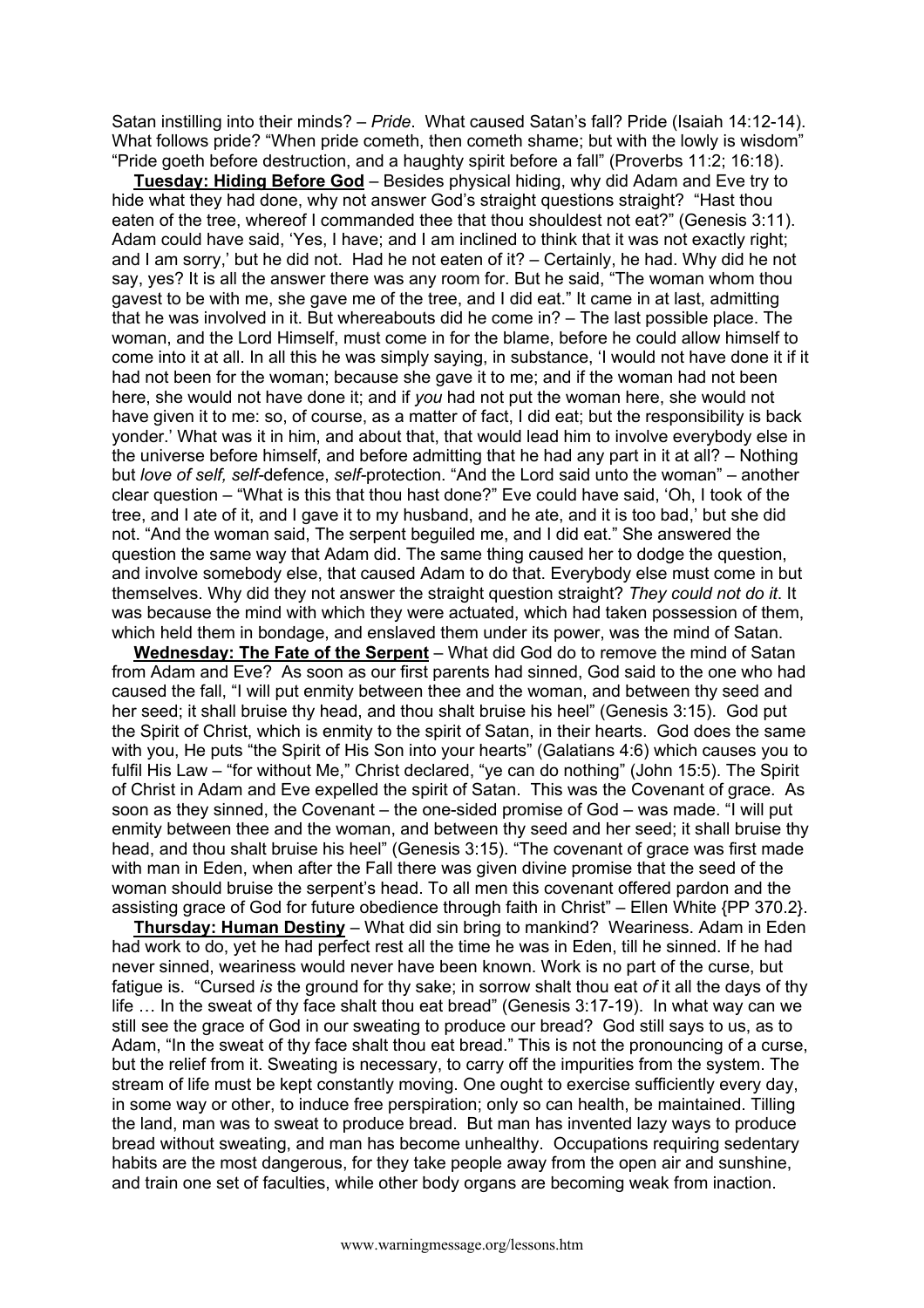Satan instilling into their minds? – *Pride*. What caused Satan's fall? Pride (Isaiah 14:12-14). What follows pride? "When pride cometh, then cometh shame; but with the lowly is wisdom" "Pride goeth before destruction, and a haughty spirit before a fall" (Proverbs 11:2; 16:18).

**Tuesday: Hiding Before God** – Besides physical hiding, why did Adam and Eve try to hide what they had done, why not answer God's straight questions straight? "Hast thou eaten of the tree, whereof I commanded thee that thou shouldest not eat?" (Genesis 3:11). Adam could have said, 'Yes, I have; and I am inclined to think that it was not exactly right; and I am sorry,' but he did not. Had he not eaten of it? – Certainly, he had. Why did he not say, yes? It is all the answer there was any room for. But he said, "The woman whom thou gavest to be with me, she gave me of the tree, and I did eat." It came in at last, admitting that he was involved in it. But whereabouts did he come in? – The last possible place. The woman, and the Lord Himself, must come in for the blame, before he could allow himself to come into it at all. In all this he was simply saying, in substance, 'I would not have done it if it had not been for the woman; because she gave it to me; and if the woman had not been here, she would not have done it; and if *you* had not put the woman here, she would not have given it to me: so, of course, as a matter of fact, I did eat; but the responsibility is back yonder.' What was it in him, and about that, that would lead him to involve everybody else in the universe before himself, and before admitting that he had any part in it at all? – Nothing but *love of self, self*-defence, *self*-protection. "And the Lord said unto the woman" – another clear question – "What is this that thou hast done?" Eve could have said, 'Oh, I took of the tree, and I ate of it, and I gave it to my husband, and he ate, and it is too bad,' but she did not. "And the woman said, The serpent beguiled me, and I did eat." She answered the question the same way that Adam did. The same thing caused her to dodge the question, and involve somebody else, that caused Adam to do that. Everybody else must come in but themselves. Why did they not answer the straight question straight? *They could not do it*. It was because the mind with which they were actuated, which had taken possession of them, which held them in bondage, and enslaved them under its power, was the mind of Satan.

**Wednesday: The Fate of the Serpent** – What did God do to remove the mind of Satan from Adam and Eve? As soon as our first parents had sinned, God said to the one who had caused the fall, "I will put enmity between thee and the woman, and between thy seed and her seed; it shall bruise thy head, and thou shalt bruise his heel" (Genesis 3:15). God put the Spirit of Christ, which is enmity to the spirit of Satan, in their hearts. God does the same with you, He puts "the Spirit of His Son into your hearts" (Galatians 4:6) which causes you to fulfil His Law – "for without Me," Christ declared, "ye can do nothing" (John 15:5). The Spirit of Christ in Adam and Eve expelled the spirit of Satan. This was the Covenant of grace. As soon as they sinned, the Covenant – the one-sided promise of God – was made. "I will put enmity between thee and the woman, and between thy seed and her seed; it shall bruise thy head, and thou shalt bruise his heel" (Genesis 3:15). "The covenant of grace was first made with man in Eden, when after the Fall there was given divine promise that the seed of the woman should bruise the serpent's head. To all men this covenant offered pardon and the assisting grace of God for future obedience through faith in Christ" – Ellen White {PP 370.2}.

**Thursday: Human Destiny** – What did sin bring to mankind? Weariness. Adam in Eden had work to do, yet he had perfect rest all the time he was in Eden, till he sinned. If he had never sinned, weariness would never have been known. Work is no part of the curse, but fatigue is. "Cursed *is* the ground for thy sake; in sorrow shalt thou eat *of* it all the days of thy life … In the sweat of thy face shalt thou eat bread" (Genesis 3:17-19). In what way can we still see the grace of God in our sweating to produce our bread? God still says to us, as to Adam, "In the sweat of thy face shalt thou eat bread." This is not the pronouncing of a curse, but the relief from it. Sweating is necessary, to carry off the impurities from the system. The stream of life must be kept constantly moving. One ought to exercise sufficiently every day, in some way or other, to induce free perspiration; only so can health, be maintained. Tilling the land, man was to sweat to produce bread. But man has invented lazy ways to produce bread without sweating, and man has become unhealthy. Occupations requiring sedentary habits are the most dangerous, for they take people away from the open air and sunshine, and train one set of faculties, while other body organs are becoming weak from inaction.

www.warningmessage.org/lessons.htm